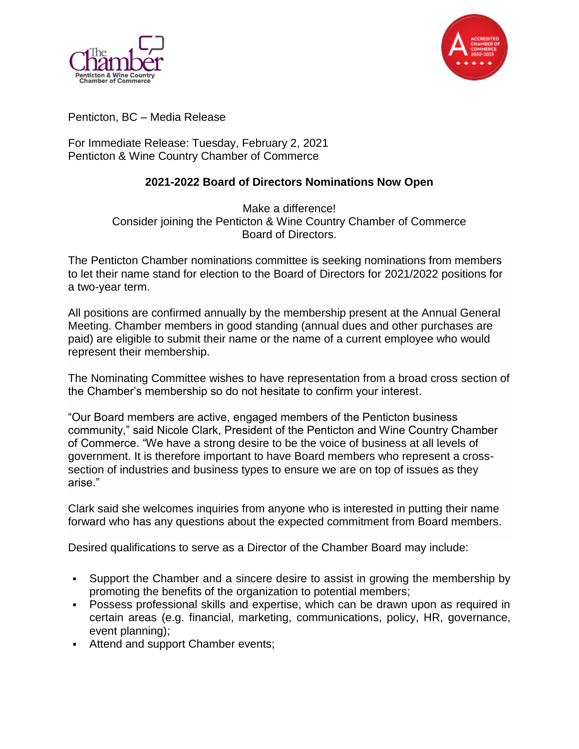Penticton, BC – Media Release

For Immediate Release: Tuesday, February 2, 2021
Penticton & Wine Country Chamber of Commerce

**2021-2022 Board of Directors Nominations Now Open**

Make a difference!
Consider joining the Penticton & Wine Country Chamber of Commerce Board of Directors.

The Penticton Chamber nominations committee is seeking nominations from members to let their name stand for election to the Board of Directors for 2021/2022 positions for a two-year term.

All positions are confirmed annually by the membership present at the Annual General Meeting. Chamber members in good standing (annual dues and other purchases are paid) are eligible to submit their name or the name of a current employee who would represent their membership.

The Nominating Committee wishes to have representation from a broad cross section of the Chamber's membership so do not hesitate to confirm your interest.

"Our Board members are active, engaged members of the Penticton business community," said Nicole Clark, President of the Penticton and Wine Country Chamber of Commerce. "We have a strong desire to be the voice of business at all levels of government. It is therefore important to have Board members who represent a cross-section of industries and business types to ensure we are on top of issues as they arise."

Clark said she welcomes inquiries from anyone who is interested in putting their name forward who has any questions about the expected commitment from Board members.

Desired qualifications to serve as a Director of the Chamber Board may include:

- Support the Chamber and a sincere desire to assist in growing the membership by promoting the benefits of the organization to potential members;
- Possess professional skills and expertise, which can be drawn upon as required in certain areas (e.g. financial, marketing, communications, policy, HR, governance, event planning);
- Attend and support Chamber events;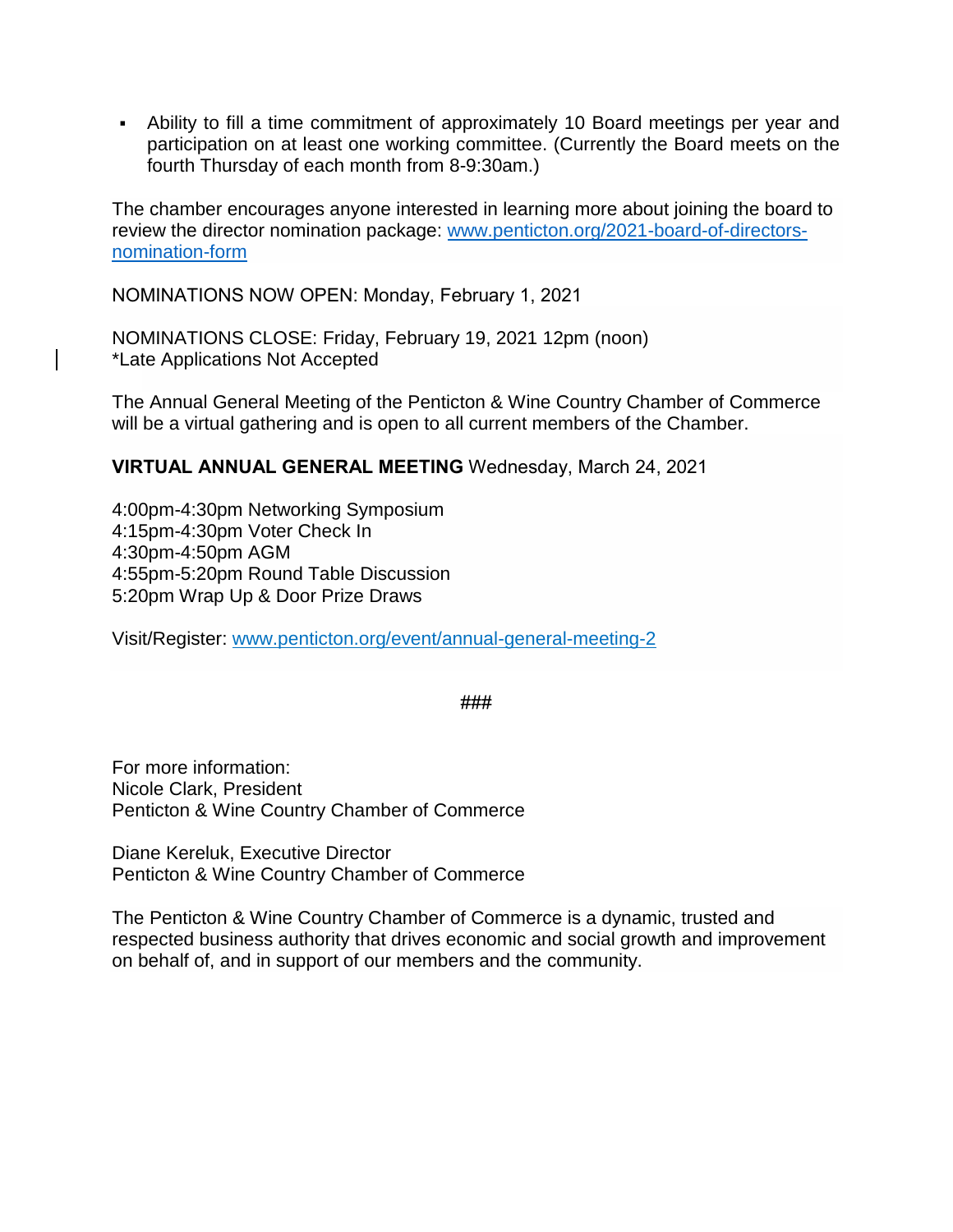- Ability to fill a time commitment of approximately 10 Board meetings per year and participation on at least one working committee. (Currently the Board meets on the fourth Thursday of each month from 8-9:30am.)

The chamber encourages anyone interested in learning more about joining the board to review the director nomination package: [www.penticton.org/2021-board-of-directors-nomination-form](www.penticton.org/2021-board-of-directors-nomination-form)

NOMINATIONS NOW OPEN: Monday, February 1, 2021

NOMINATIONS CLOSE: Friday, February 19, 2021 12pm (noon)
*Late Applications Not Accepted

The Annual General Meeting of the Penticton & Wine Country Chamber of Commerce will be a virtual gathering and is open to all current members of the Chamber.

**VIRTUAL ANNUAL GENERAL MEETING** Wednesday, March 24, 2021

4:00pm-4:30pm Networking Symposium
4:15pm-4:30pm Voter Check In
4:30pm-4:50pm AGM
4:55pm-5:20pm Round Table Discussion
5:20pm Wrap Up & Door Prize Draws

Visit/Register: [www.penticton.org/event/annual-general-meeting-2](www.penticton.org/event/annual-general-meeting-2)

###

For more information:
Nicole Clark, President
Penticton & Wine Country Chamber of Commerce

Diane Kereluk, Executive Director
Penticton & Wine Country Chamber of Commerce

The Penticton & Wine Country Chamber of Commerce is a dynamic, trusted and respected business authority that drives economic and social growth and improvement on behalf of, and in support of our members and the community.